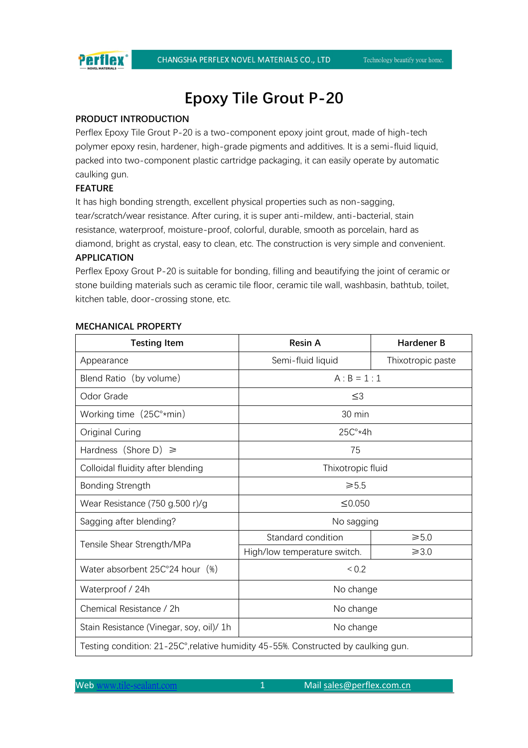# Epoxy Tile Grout P-20

## PRODUCT INTRODUCTION

Perflex Epoxy Tile Grout P-20 is a two-component epoxy joint grout, made of high-tech polymer epoxy resin, hardener, high-grade pigments and additives. It is a semi-fluid liquid, packed into two-component plastic cartridge packaging, it can easily operate by automatic caulking gun.

## FEATURE

It has high bonding strength, excellent physical properties such as non-sagging, tear/scratch/wear resistance. After curing, it is super anti-mildew, anti-bacterial, stain resistance, waterproof, moisture-proof, colorful, durable, smooth as porcelain, hard as diamond, bright as crystal, easy to clean, etc. The construction is very simple and convenient.

## APPLICATION

Perflex Epoxy Grout P-20 is suitable for bonding, filling and beautifying the joint of ceramic or stone building materials such as ceramic tile floor, ceramic tile wall, washbasin, bathtub, toilet, kitchen table, door-crossing stone, etc.

## MECHANICAL PROPERTY

| Testing Item | Resin A | Hardener B |
|---|---|---|
| Appearance | Semi-fluid liquid | Thixotropic paste |
| Blend Ratio（by volume) | A : B = 1 : 1 | |
| Odor Grade | ≤3 | |
| Working time（25C°*min) | 30 min | |
| Original Curing | 25C°*4h | |
| Hardness（Shore D）⩾ | 75 | |
| Colloidal fluidity after blending | Thixotropic fluid | |
| Bonding Strength | ⩾5.5 | |
| Wear Resistance (750 g.500 r)/g | ≤0.050 | |
| Sagging after blending? | No sagging | |
| Tensile Shear Strength/MPa | Standard condition | ⩾5.0 |
| | High/low temperature switch. | ⩾3.0 |
| Water absorbent 25C°24 hour（%） | < 0.2 | |
| Waterproof / 24h | No change | |
| Chemical Resistance / 2h | No change | |
| Stain Resistance (Vinegar, soy, oil)/ 1h | No change | |
| Testing condition: 21-25C°,relative humidity 45-55%. Constructed by caulking gun. | | |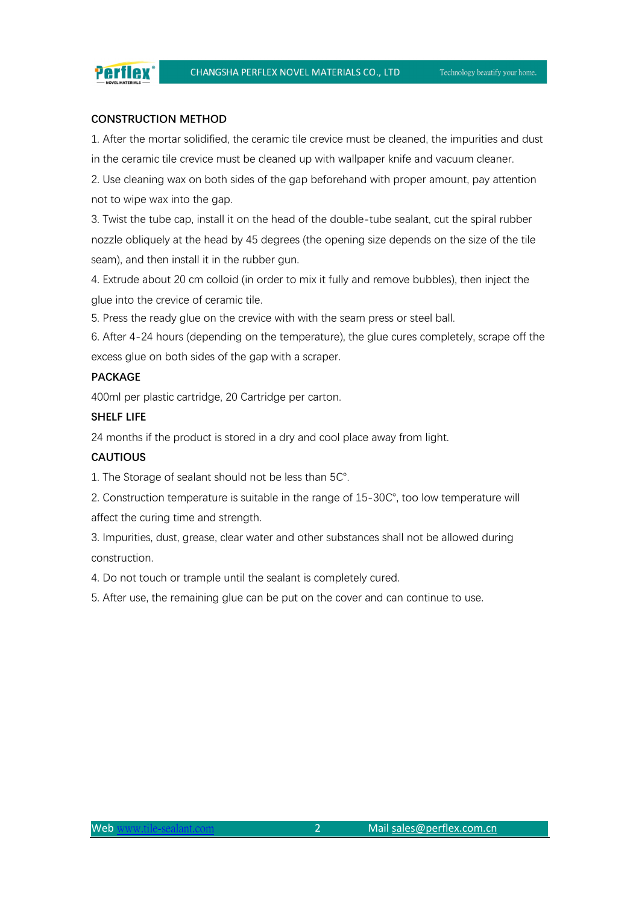## CONSTRUCTION METHOD

1. After the mortar solidified, the ceramic tile crevice must be cleaned, the impurities and dust in the ceramic tile crevice must be cleaned up with wallpaper knife and vacuum cleaner.
2. Use cleaning wax on both sides of the gap beforehand with proper amount, pay attention not to wipe wax into the gap.
3. Twist the tube cap, install it on the head of the double-tube sealant, cut the spiral rubber nozzle obliquely at the head by 45 degrees (the opening size depends on the size of the tile seam), and then install it in the rubber gun.
4. Extrude about 20 cm colloid (in order to mix it fully and remove bubbles), then inject the glue into the crevice of ceramic tile.
5. Press the ready glue on the crevice with with the seam press or steel ball.
6. After 4-24 hours (depending on the temperature), the glue cures completely, scrape off the excess glue on both sides of the gap with a scraper.

## PACKAGE

400ml per plastic cartridge, 20 Cartridge per carton.

## SHELF LIFE

24 months if the product is stored in a dry and cool place away from light.

## CAUTIOUS

1. The Storage of sealant should not be less than 5C°.
2. Construction temperature is suitable in the range of 15-30C°, too low temperature will affect the curing time and strength.
3. Impurities, dust, grease, clear water and other substances shall not be allowed during construction.
4. Do not touch or trample until the sealant is completely cured.
5. After use, the remaining glue can be put on the cover and can continue to use.